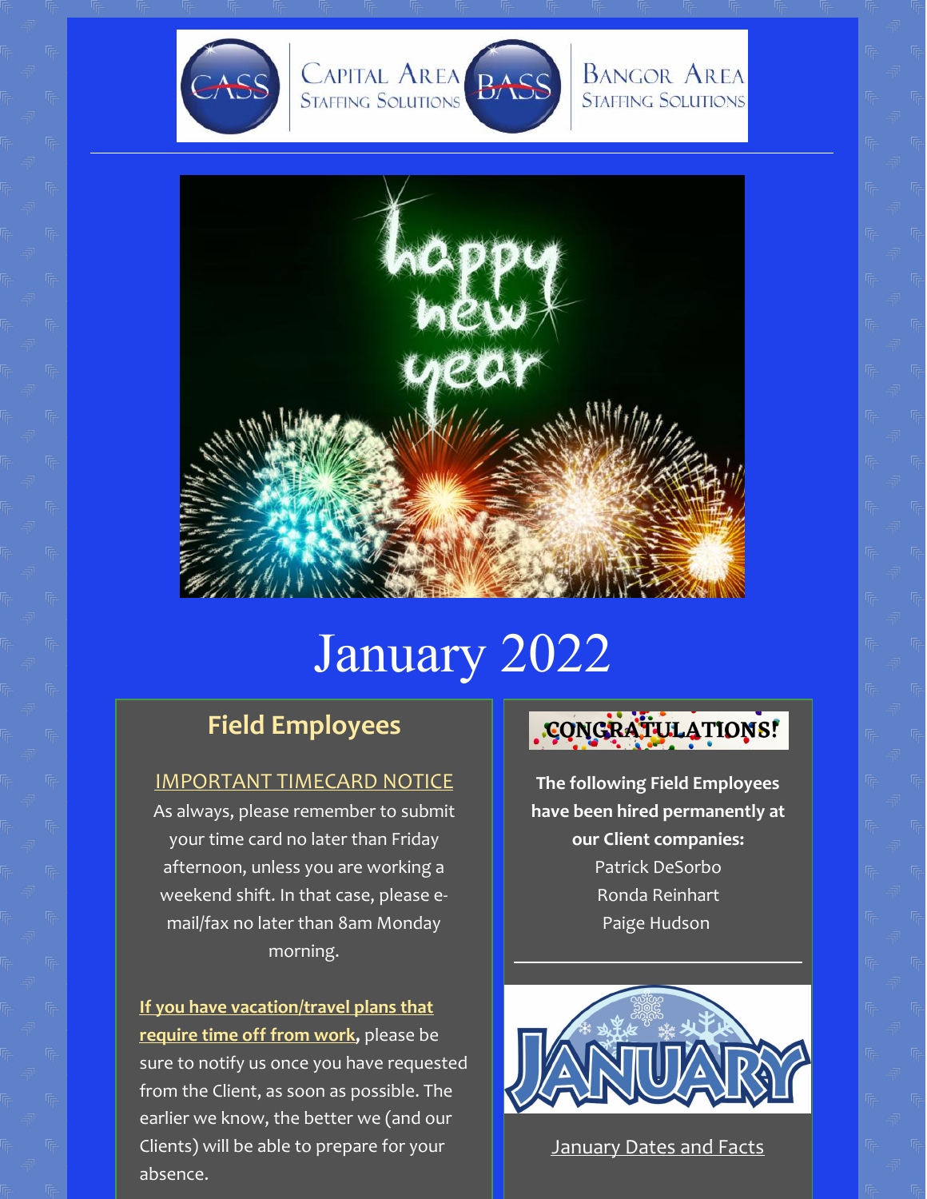Capital Area Staffing Solutions | Bangor Area Staffing Solutions

# January 2022

## Field Employees

IMPORTANT TIMECARD NOTICE

As always, please remember to submit your time card no later than Friday afternoon, unless you are working a weekend shift. In that case, please e-mail/fax no later than 8am Monday morning.

**If you have vacation/travel plans that require time off from work,** please be sure to notify us once you have requested from the Client, as soon as possible. The earlier we know, the better we (and our Clients) will be able to prepare for your absence.

## CONGRATULATIONS!

**The following Field Employees have been hired permanently at our Client companies:**

Patrick DeSorbo
Ronda Reinhart
Paige Hudson

---

January Dates and Facts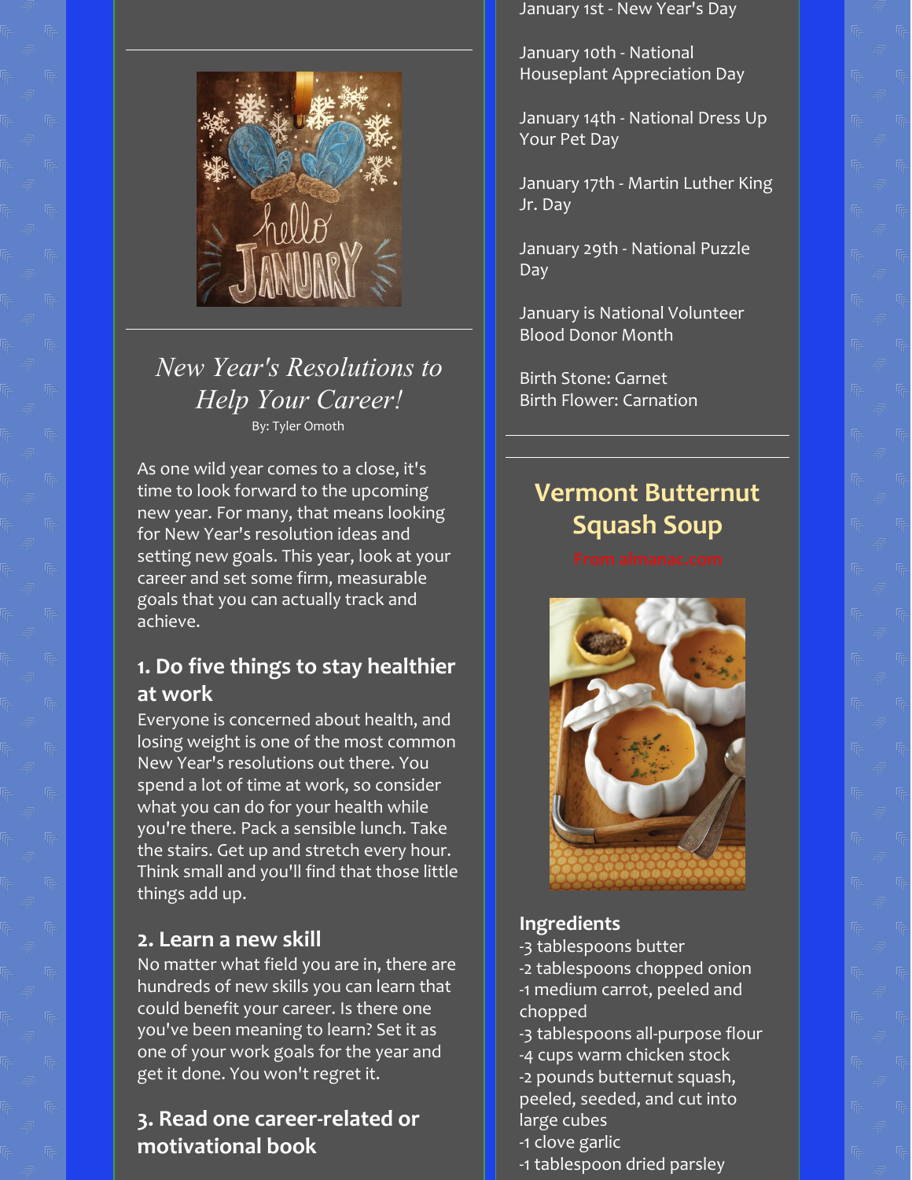## *New Year's Resolutions to Help Your Career!*

By: Tyler Omoth

As one wild year comes to a close, it's time to look forward to the upcoming new year. For many, that means looking for New Year's resolution ideas and setting new goals. This year, look at your career and set some firm, measurable goals that you can actually track and achieve.

### 1. Do five things to stay healthier at work

Everyone is concerned about health, and losing weight is one of the most common New Year's resolutions out there. You spend a lot of time at work, so consider what you can do for your health while you're there. Pack a sensible lunch. Take the stairs. Get up and stretch every hour. Think small and you'll find that those little things add up.

### 2. Learn a new skill

No matter what field you are in, there are hundreds of new skills you can learn that could benefit your career. Is there one you've been meaning to learn? Set it as one of your work goals for the year and get it done. You won't regret it.

### 3. Read one career-related or motivational book

January 1st - New Year's Day

January 10th - National Houseplant Appreciation Day

January 14th - National Dress Up Your Pet Day

January 17th - Martin Luther King Jr. Day

January 29th - National Puzzle Day

January is National Volunteer Blood Donor Month

Birth Stone: Garnet
Birth Flower: Carnation

## Vermont Butternut Squash Soup

From almanac.com

### Ingredients

-3 tablespoons butter
-2 tablespoons chopped onion
-1 medium carrot, peeled and chopped
-3 tablespoons all-purpose flour
-4 cups warm chicken stock
-2 pounds butternut squash, peeled, seeded, and cut into large cubes
-1 clove garlic
-1 tablespoon dried parsley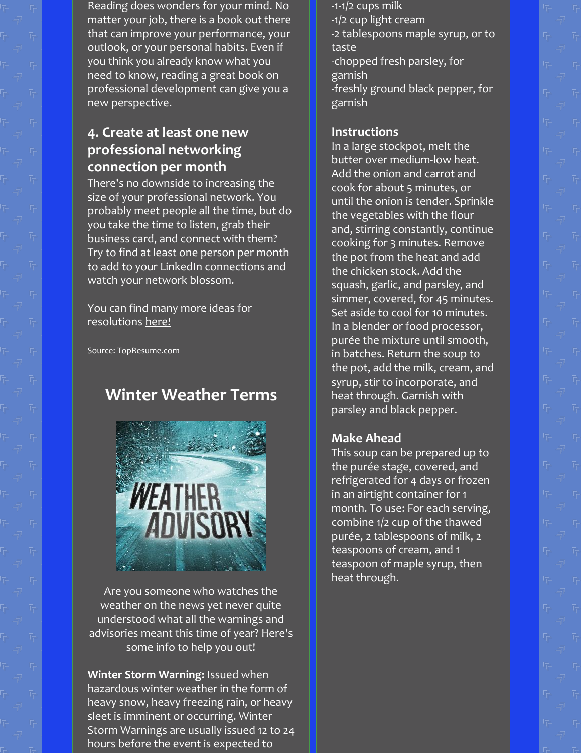Reading does wonders for your mind. No matter your job, there is a book out there that can improve your performance, your outlook, or your personal habits. Even if you think you already know what you need to know, reading a great book on professional development can give you a new perspective.

### 4. Create at least one new professional networking connection per month

There's no downside to increasing the size of your professional network. You probably meet people all the time, but do you take the time to listen, grab their business card, and connect with them? Try to find at least one person per month to add to your LinkedIn connections and watch your network blossom.

You can find many more ideas for resolutions here!

Source: TopResume.com

---

## Winter Weather Terms

Are you someone who watches the weather on the news yet never quite understood what all the warnings and advisories meant this time of year? Here's some info to help you out!

**Winter Storm Warning:** Issued when hazardous winter weather in the form of heavy snow, heavy freezing rain, or heavy sleet is imminent or occurring. Winter Storm Warnings are usually issued 12 to 24 hours before the event is expected to

-1-1/2 cups milk
-1/2 cup light cream
-2 tablespoons maple syrup, or to taste
-chopped fresh parsley, for garnish
-freshly ground black pepper, for garnish

### Instructions

In a large stockpot, melt the butter over medium-low heat. Add the onion and carrot and cook for about 5 minutes, or until the onion is tender. Sprinkle the vegetables with the flour and, stirring constantly, continue cooking for 3 minutes. Remove the pot from the heat and add the chicken stock. Add the squash, garlic, and parsley, and simmer, covered, for 45 minutes. Set aside to cool for 10 minutes. In a blender or food processor, purée the mixture until smooth, in batches. Return the soup to the pot, add the milk, cream, and syrup, stir to incorporate, and heat through. Garnish with parsley and black pepper.

### Make Ahead

This soup can be prepared up to the purée stage, covered, and refrigerated for 4 days or frozen in an airtight container for 1 month. To use: For each serving, combine 1/2 cup of the thawed purée, 2 tablespoons of milk, 2 teaspoons of cream, and 1 teaspoon of maple syrup, then heat through.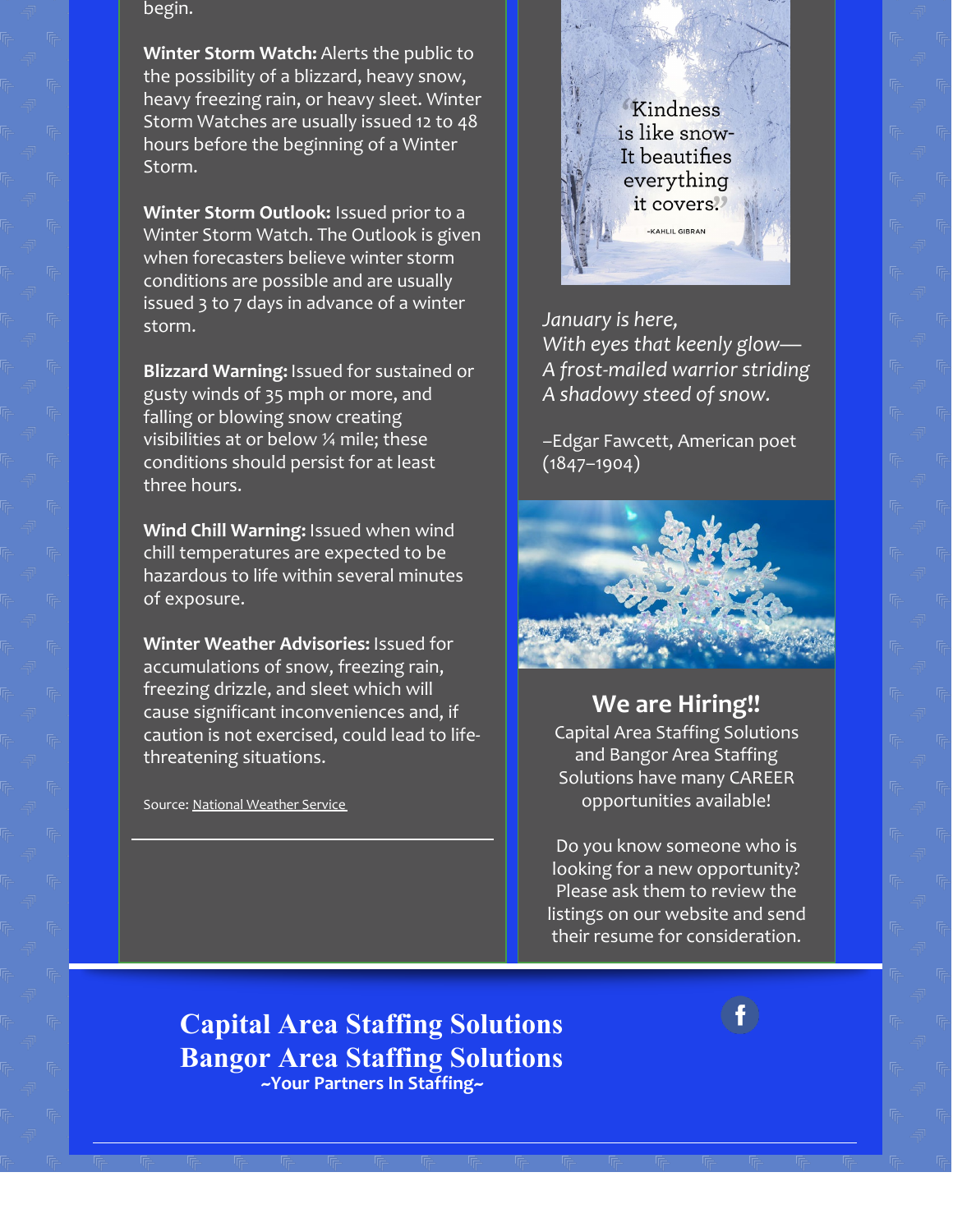begin.

**Winter Storm Watch:** Alerts the public to the possibility of a blizzard, heavy snow, heavy freezing rain, or heavy sleet. Winter Storm Watches are usually issued 12 to 48 hours before the beginning of a Winter Storm.

**Winter Storm Outlook:** Issued prior to a Winter Storm Watch. The Outlook is given when forecasters believe winter storm conditions are possible and are usually issued 3 to 7 days in advance of a winter storm.

**Blizzard Warning:** Issued for sustained or gusty winds of 35 mph or more, and falling or blowing snow creating visibilities at or below ¼ mile; these conditions should persist for at least three hours.

**Wind Chill Warning:** Issued when wind chill temperatures are expected to be hazardous to life within several minutes of exposure.

**Winter Weather Advisories:** Issued for accumulations of snow, freezing rain, freezing drizzle, and sleet which will cause significant inconveniences and, if caution is not exercised, could lead to life-threatening situations.

Source: National Weather Service

"Kindness is like snow- It beautifies everything it covers."

-KAHLIL GIBRAN

*January is here,*
*With eyes that keenly glow—*
*A frost-mailed warrior striding*
*A shadowy steed of snow.*

–Edgar Fawcett, American poet (1847–1904)

## We are Hiring!!

Capital Area Staffing Solutions and Bangor Area Staffing Solutions have many CAREER opportunities available!

Do you know someone who is looking for a new opportunity? Please ask them to review the listings on our website and send their resume for consideration.

**Capital Area Staffing Solutions**
**Bangor Area Staffing Solutions**
**~Your Partners In Staffing~**